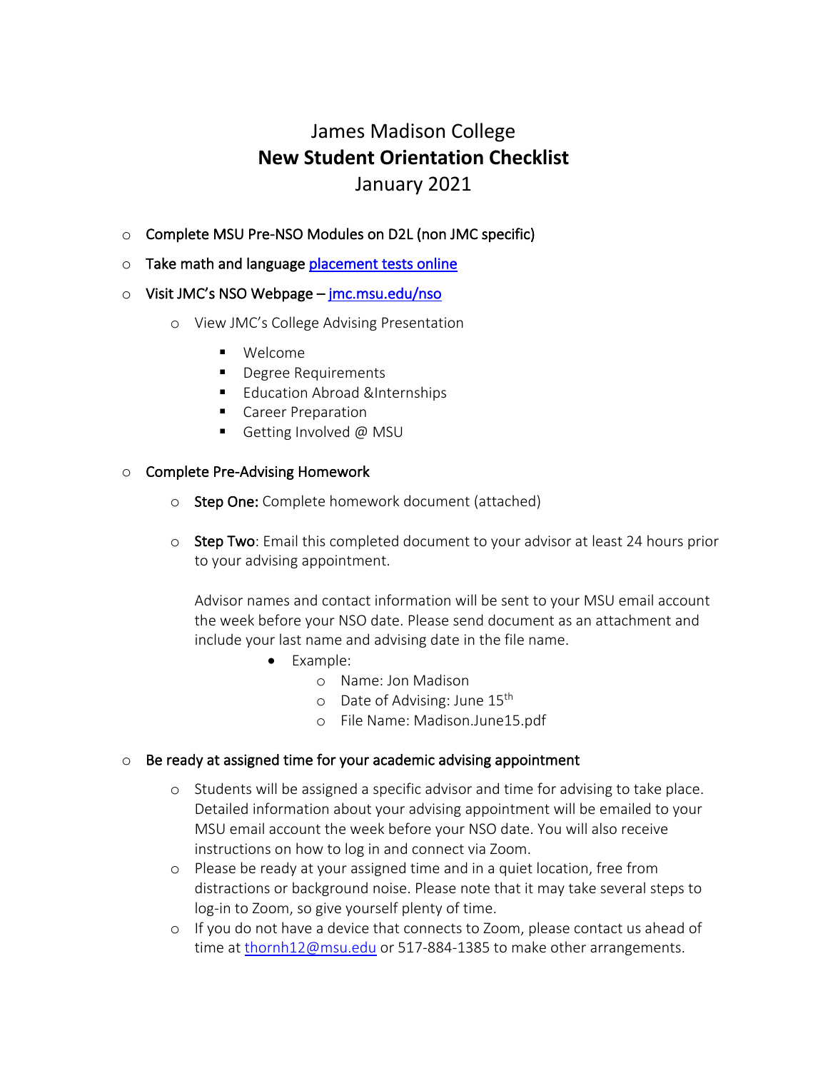# James Madison College
## New Student Orientation Checklist
### January 2021

- Complete MSU Pre-NSO Modules on D2L (non JMC specific)
- Take math and language placement tests online
- Visit JMC's NSO Webpage – jmc.msu.edu/nso
  - View JMC's College Advising Presentation
    - Welcome
    - Degree Requirements
    - Education Abroad &Internships
    - Career Preparation
    - Getting Involved @ MSU
- Complete Pre-Advising Homework
  - Step One: Complete homework document (attached)
  - Step Two: Email this completed document to your advisor at least 24 hours prior to your advising appointment.

    Advisor names and contact information will be sent to your MSU email account the week before your NSO date. Please send document as an attachment and include your last name and advising date in the file name.
    - Example:
      - Name: Jon Madison
      - Date of Advising: June 15th
      - File Name: Madison.June15.pdf
- Be ready at assigned time for your academic advising appointment
  - Students will be assigned a specific advisor and time for advising to take place. Detailed information about your advising appointment will be emailed to your MSU email account the week before your NSO date. You will also receive instructions on how to log in and connect via Zoom.
  - Please be ready at your assigned time and in a quiet location, free from distractions or background noise. Please note that it may take several steps to log-in to Zoom, so give yourself plenty of time.
  - If you do not have a device that connects to Zoom, please contact us ahead of time at thornh12@msu.edu or 517-884-1385 to make other arrangements.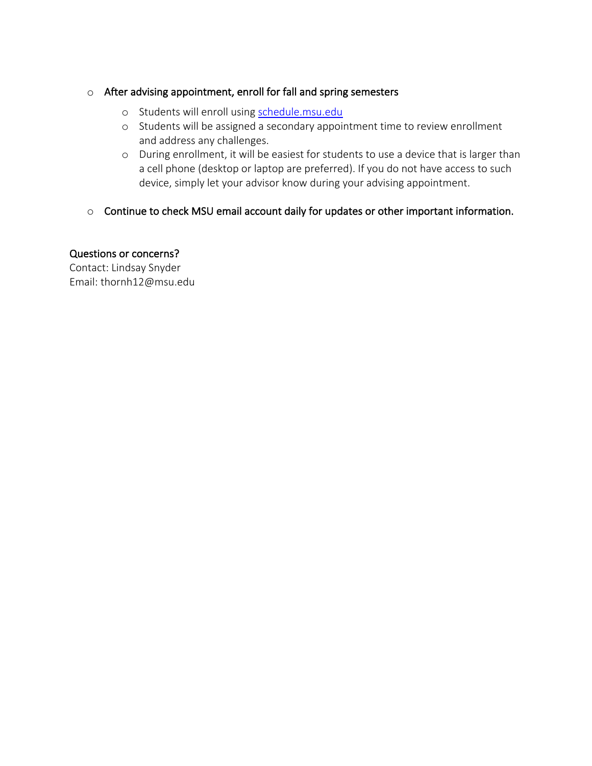- After advising appointment, enroll for fall and spring semesters
    - Students will enroll using [schedule.msu.edu](schedule.msu.edu)
    - Students will be assigned a secondary appointment time to review enrollment and address any challenges.
    - During enrollment, it will be easiest for students to use a device that is larger than a cell phone (desktop or laptop are preferred). If you do not have access to such device, simply let your advisor know during your advising appointment.

- Continue to check MSU email account daily for updates or other important information.

Questions or concerns?
Contact: Lindsay Snyder
Email: thornh12@msu.edu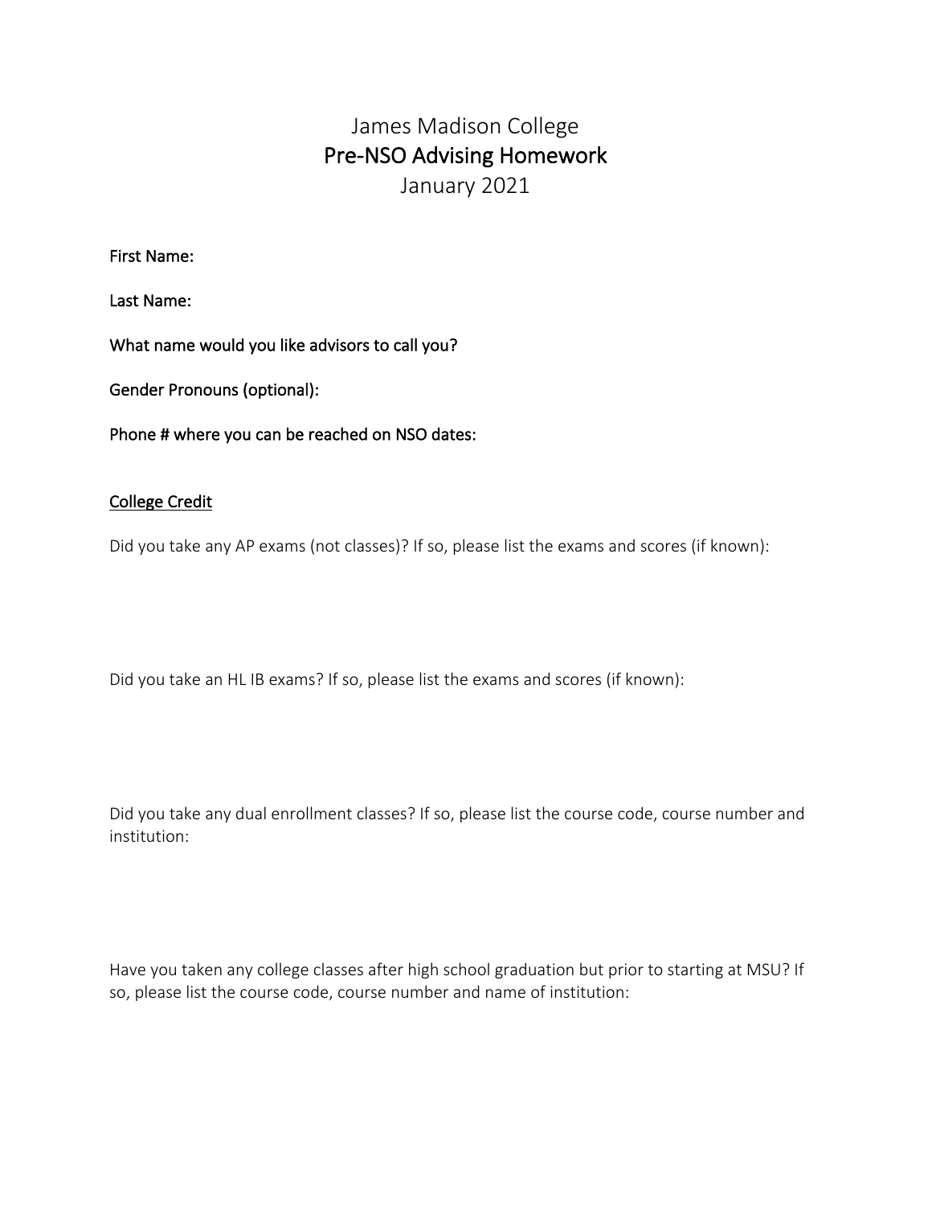# James Madison College
## Pre-NSO Advising Homework
January 2021

**First Name:**

**Last Name:**

**What name would you like advisors to call you?**

**Gender Pronouns (optional):**

**Phone # where you can be reached on NSO dates:**

**College Credit**

Did you take any AP exams (not classes)? If so, please list the exams and scores (if known):

Did you take an HL IB exams? If so, please list the exams and scores (if known):

Did you take any dual enrollment classes? If so, please list the course code, course number and institution:

Have you taken any college classes after high school graduation but prior to starting at MSU? If so, please list the course code, course number and name of institution: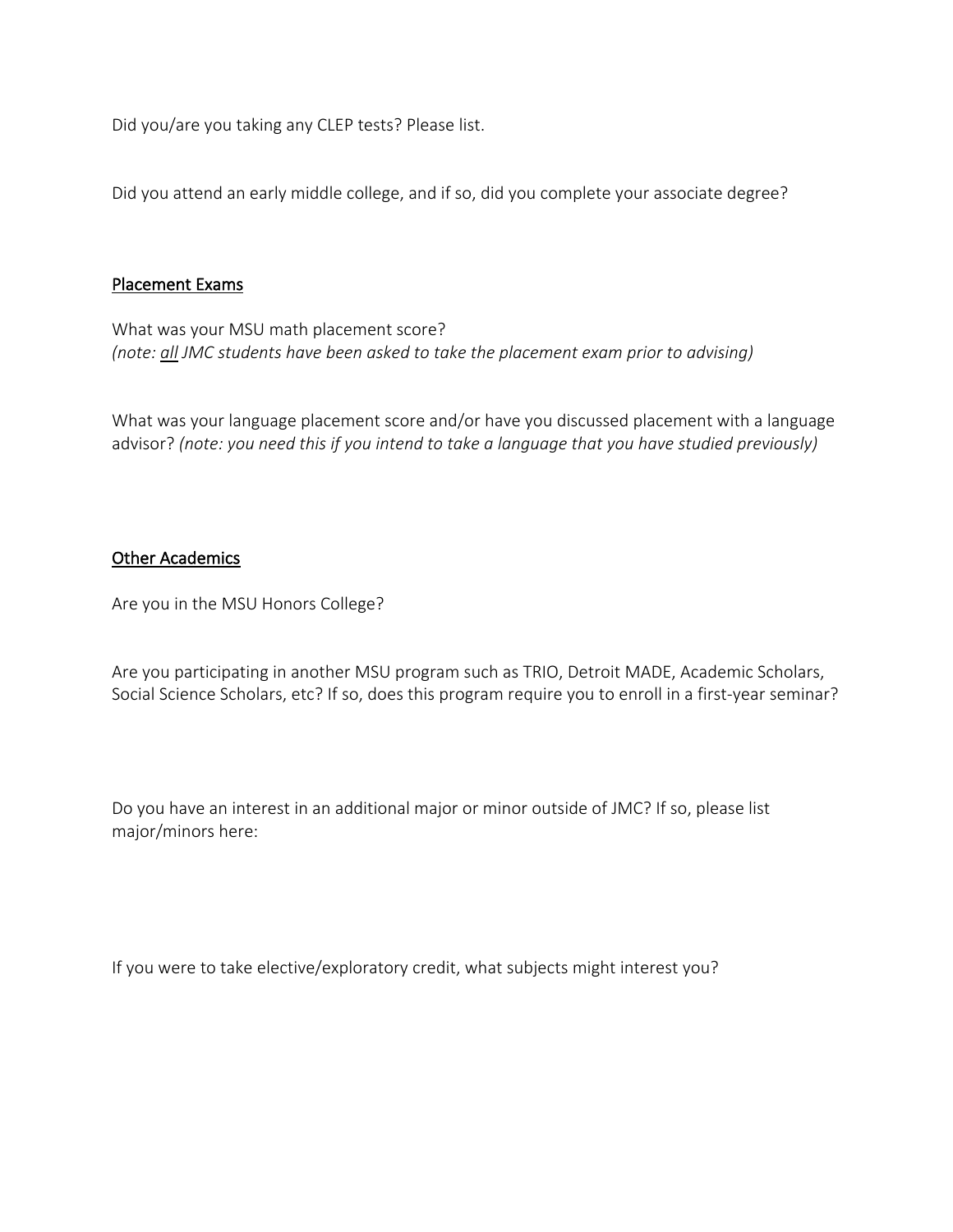Did you/are you taking any CLEP tests? Please list.

Did you attend an early middle college, and if so, did you complete your associate degree?

## <u>Placement Exams</u>

What was your MSU math placement score?
*(note: <u>all</u> JMC students have been asked to take the placement exam prior to advising)*

What was your language placement score and/or have you discussed placement with a language advisor? *(note: you need this if you intend to take a language that you have studied previously)*

## <u>Other Academics</u>

Are you in the MSU Honors College?

Are you participating in another MSU program such as TRIO, Detroit MADE, Academic Scholars, Social Science Scholars, etc? If so, does this program require you to enroll in a first-year seminar?

Do you have an interest in an additional major or minor outside of JMC? If so, please list major/minors here:

If you were to take elective/exploratory credit, what subjects might interest you?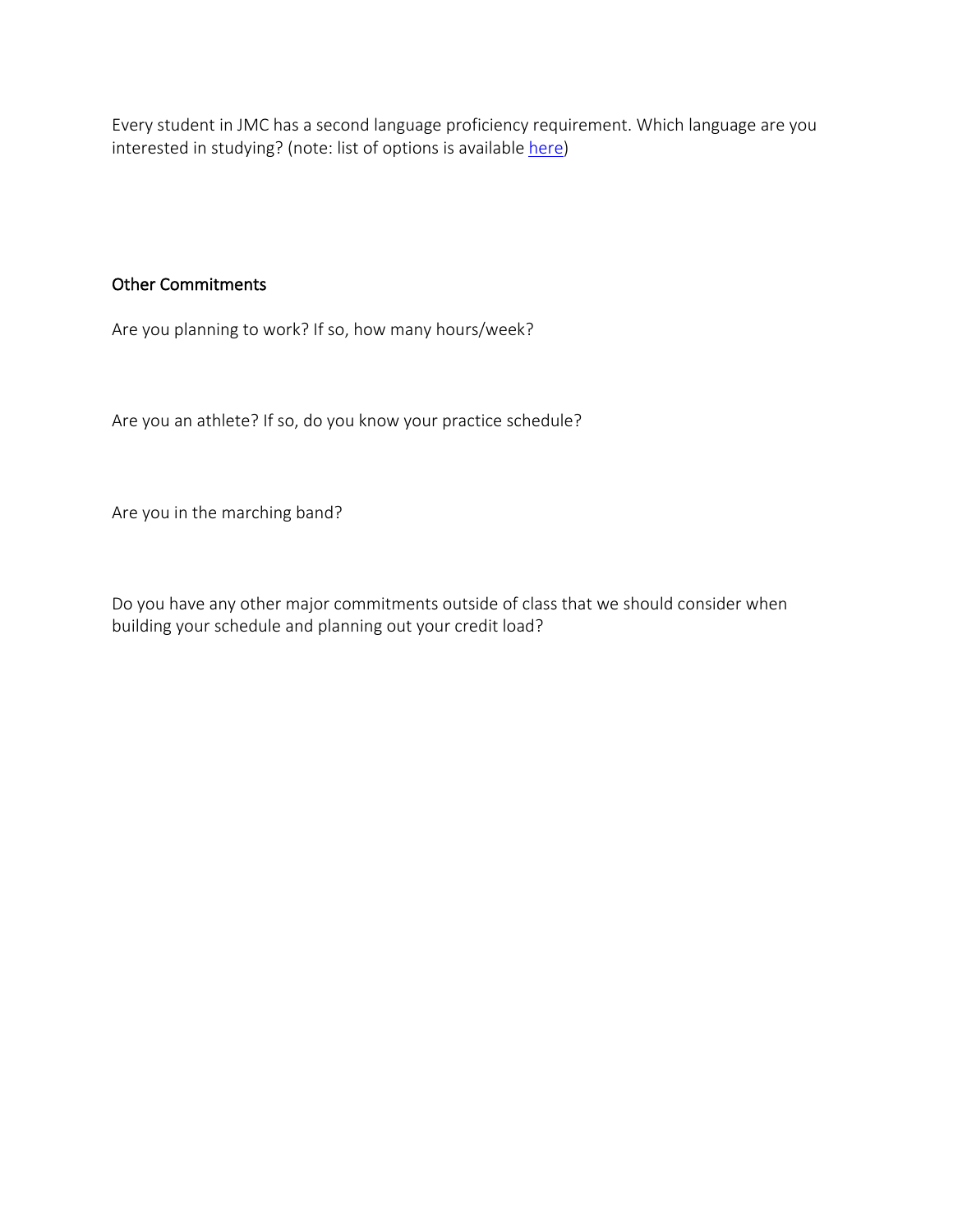Every student in JMC has a second language proficiency requirement. Which language are you interested in studying? (note: list of options is available [here](#))

## Other Commitments

Are you planning to work? If so, how many hours/week?

Are you an athlete? If so, do you know your practice schedule?

Are you in the marching band?

Do you have any other major commitments outside of class that we should consider when building your schedule and planning out your credit load?